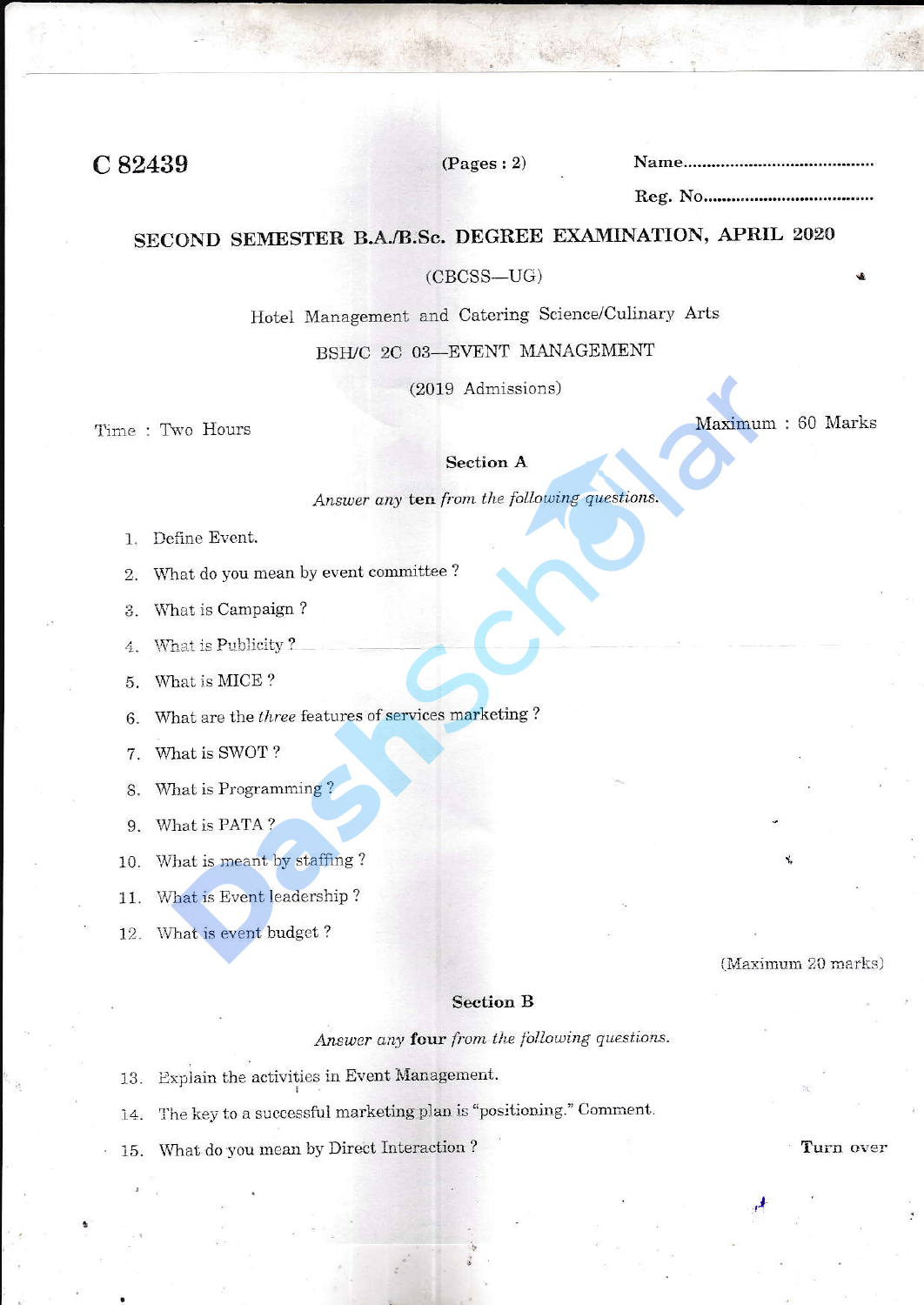**C 82439** (Pages : 2) Name.........................................

Reg. No.....................................

## SECOND SEMESTER B.A./B.Sc. DEGREE EXAMINATION, APRIL 2020

(CBCSS—UG)

Hotel Management and Catering Science/Culinary Arts

BSH/C 2C 03—EVENT MANAGEMENT

(2019 Admissions)

Time : Two Hours Maximum : 60 Marks

### Section A

*Answer any* **ten** *from the following questions.*

1. Define Event.
2. What do you mean by event committee ?
3. What is Campaign ?
4. What is Publicity ?
5. What is MICE ?
6. What are the *three* features of services marketing ?
7. What is SWOT ?
8. What is Programming ?
9. What is PATA ?
10. What is meant by staffing ?
11. What is Event leadership ?
12. What is event budget ?

(Maximum 20 marks)

### Section B

*Answer any* **four** *from the following questions.*

13. Explain the activities in Event Management.
14. The key to a successful marketing plan is "positioning." Comment.
15. What do you mean by Direct Interaction ?

Turn over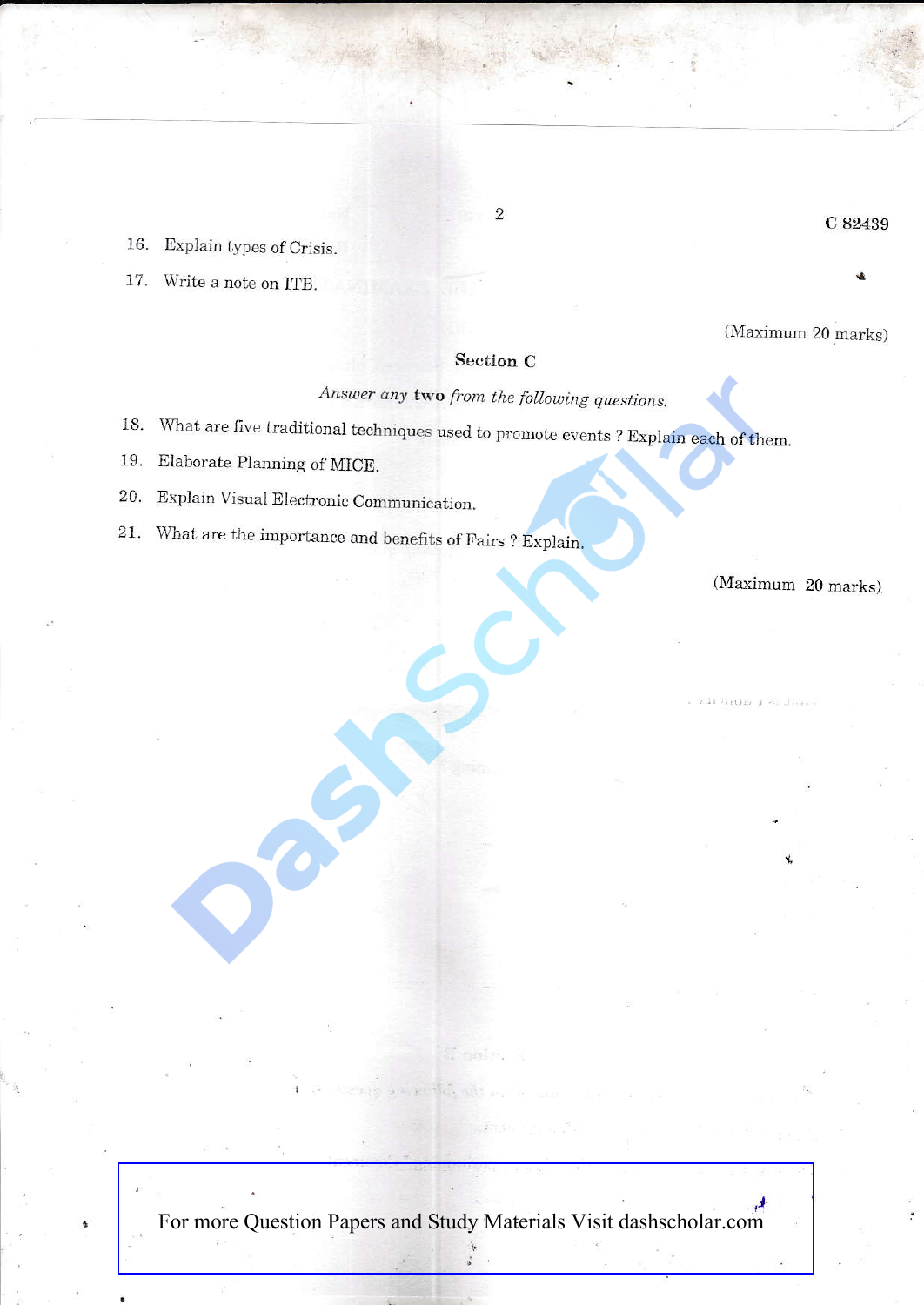16. Explain types of Crisis.

17. Write a note on ITB.

(Maximum 20 marks)

## Section C

*Answer any* **two** *from the following questions.*

18. What are five traditional techniques used to promote events ? Explain each of them.

19. Elaborate Planning of MICE.

20. Explain Visual Electronic Communication.

21. What are the importance and benefits of Fairs ? Explain.

(Maximum 20 marks)

For more Question Papers and Study Materials Visit dashscholar.com